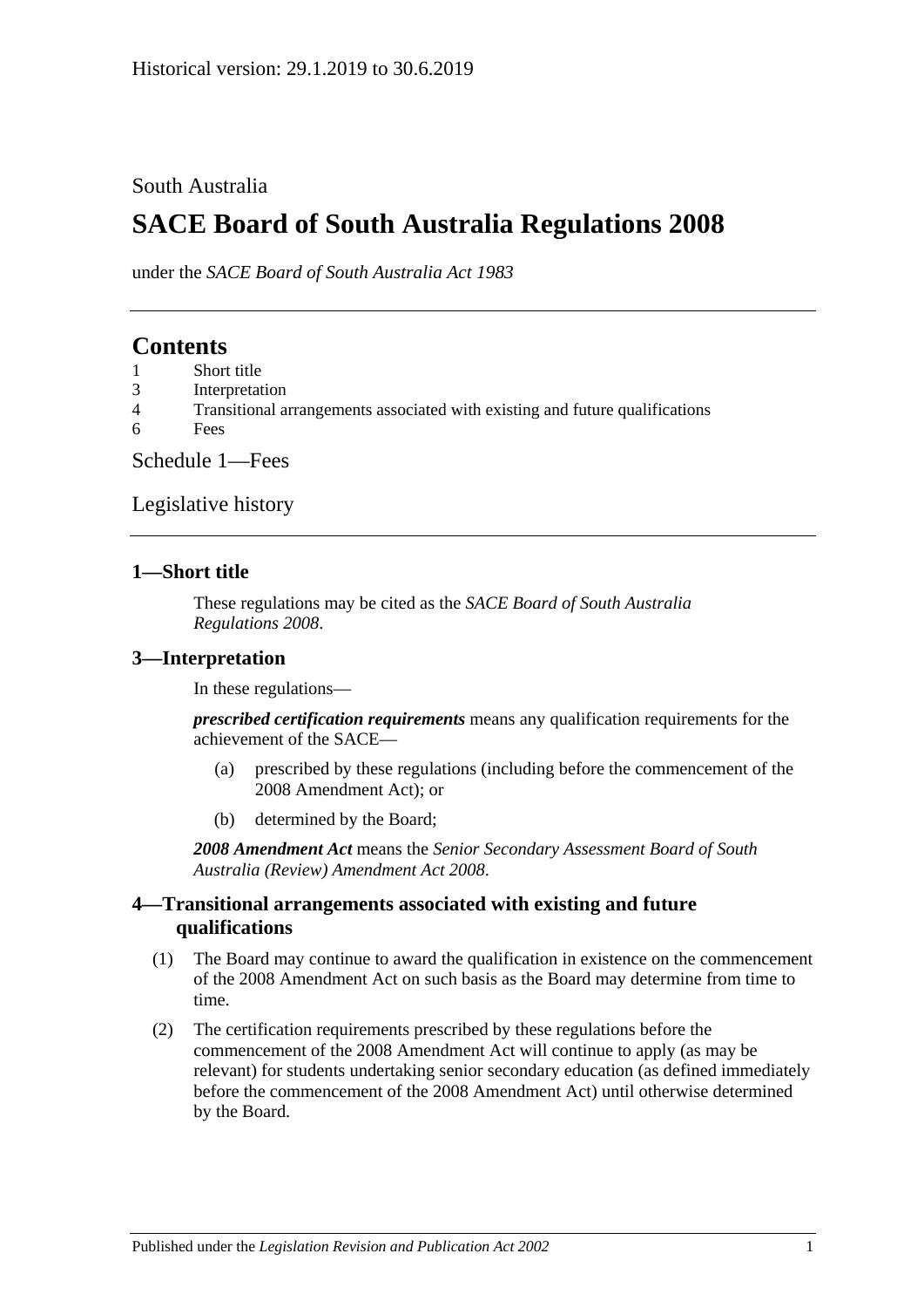Historical version: 29.1.2019 to 30.6.2019

South Australia

# SACE Board of South Australia Regulations 2008

under the *SACE Board of South Australia Act 1983*

## Contents

1 Short title
3 Interpretation
4 Transitional arrangements associated with existing and future qualifications
6 Fees

Schedule 1—Fees

Legislative history

### 1—Short title

These regulations may be cited as the *SACE Board of South Australia Regulations 2008*.

### 3—Interpretation

In these regulations—

***prescribed certification requirements*** means any qualification requirements for the achievement of the SACE—

(a) prescribed by these regulations (including before the commencement of the 2008 Amendment Act); or

(b) determined by the Board;

***2008 Amendment Act*** means the *Senior Secondary Assessment Board of South Australia (Review) Amendment Act 2008*.

### 4—Transitional arrangements associated with existing and future qualifications

(1) The Board may continue to award the qualification in existence on the commencement of the 2008 Amendment Act on such basis as the Board may determine from time to time.

(2) The certification requirements prescribed by these regulations before the commencement of the 2008 Amendment Act will continue to apply (as may be relevant) for students undertaking senior secondary education (as defined immediately before the commencement of the 2008 Amendment Act) until otherwise determined by the Board.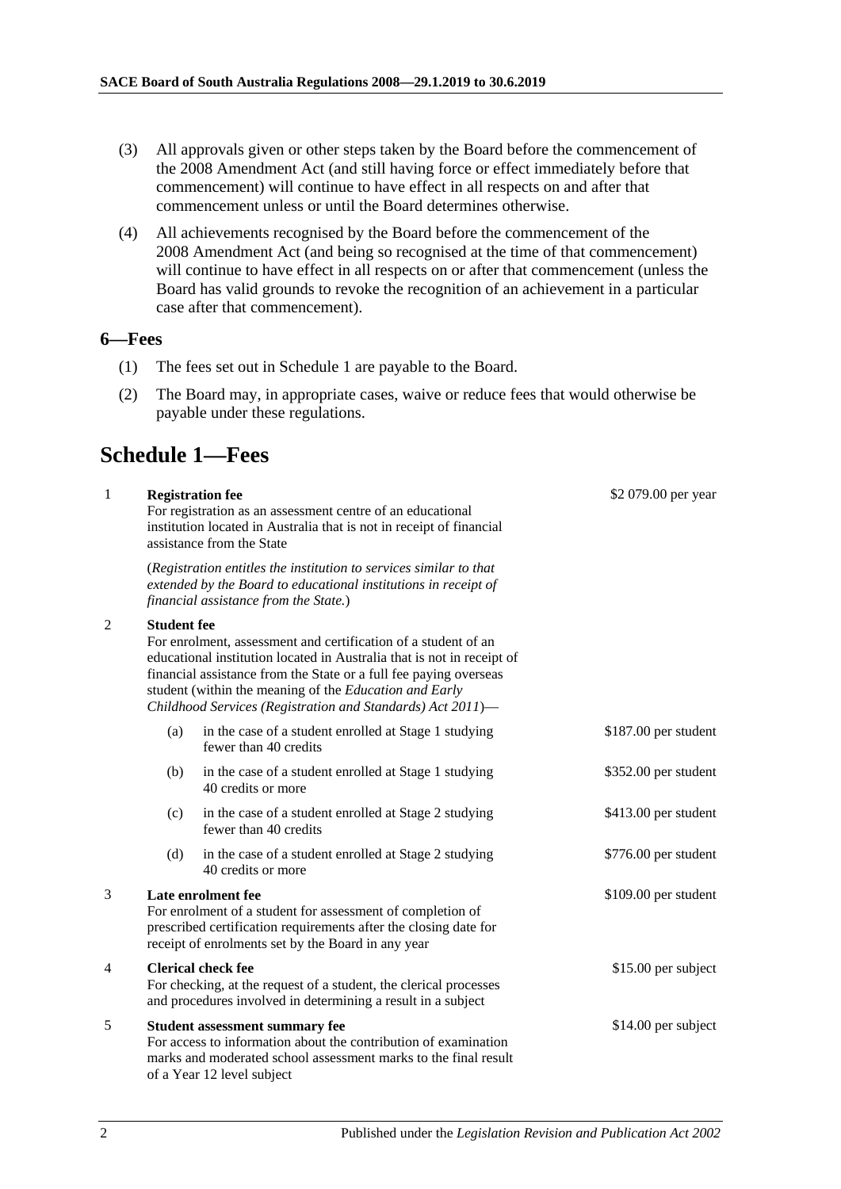(3) All approvals given or other steps taken by the Board before the commencement of the 2008 Amendment Act (and still having force or effect immediately before that commencement) will continue to have effect in all respects on and after that commencement unless or until the Board determines otherwise.

(4) All achievements recognised by the Board before the commencement of the 2008 Amendment Act (and being so recognised at the time of that commencement) will continue to have effect in all respects on or after that commencement (unless the Board has valid grounds to revoke the recognition of an achievement in a particular case after that commencement).

### 6—Fees

(1) The fees set out in Schedule 1 are payable to the Board.

(2) The Board may, in appropriate cases, waive or reduce fees that would otherwise be payable under these regulations.

## Schedule 1—Fees

| | | |
|---|---|---|
| 1 | **Registration fee**<br>For registration as an assessment centre of an educational institution located in Australia that is not in receipt of financial assistance from the State<br><br>(*Registration entitles the institution to services similar to that extended by the Board to educational institutions in receipt of financial assistance from the State.*) | \$2 079.00 per year |
| 2 | **Student fee**<br>For enrolment, assessment and certification of a student of an educational institution located in Australia that is not in receipt of financial assistance from the State or a full fee paying overseas student (within the meaning of the *Education and Early Childhood Services (Registration and Standards) Act 2011*)— | |
| | (a) in the case of a student enrolled at Stage 1 studying fewer than 40 credits | \$187.00 per student |
| | (b) in the case of a student enrolled at Stage 1 studying 40 credits or more | \$352.00 per student |
| | (c) in the case of a student enrolled at Stage 2 studying fewer than 40 credits | \$413.00 per student |
| | (d) in the case of a student enrolled at Stage 2 studying 40 credits or more | \$776.00 per student |
| 3 | **Late enrolment fee**<br>For enrolment of a student for assessment of completion of prescribed certification requirements after the closing date for receipt of enrolments set by the Board in any year | \$109.00 per student |
| 4 | **Clerical check fee**<br>For checking, at the request of a student, the clerical processes and procedures involved in determining a result in a subject | \$15.00 per subject |
| 5 | **Student assessment summary fee**<br>For access to information about the contribution of examination marks and moderated school assessment marks to the final result of a Year 12 level subject | \$14.00 per subject |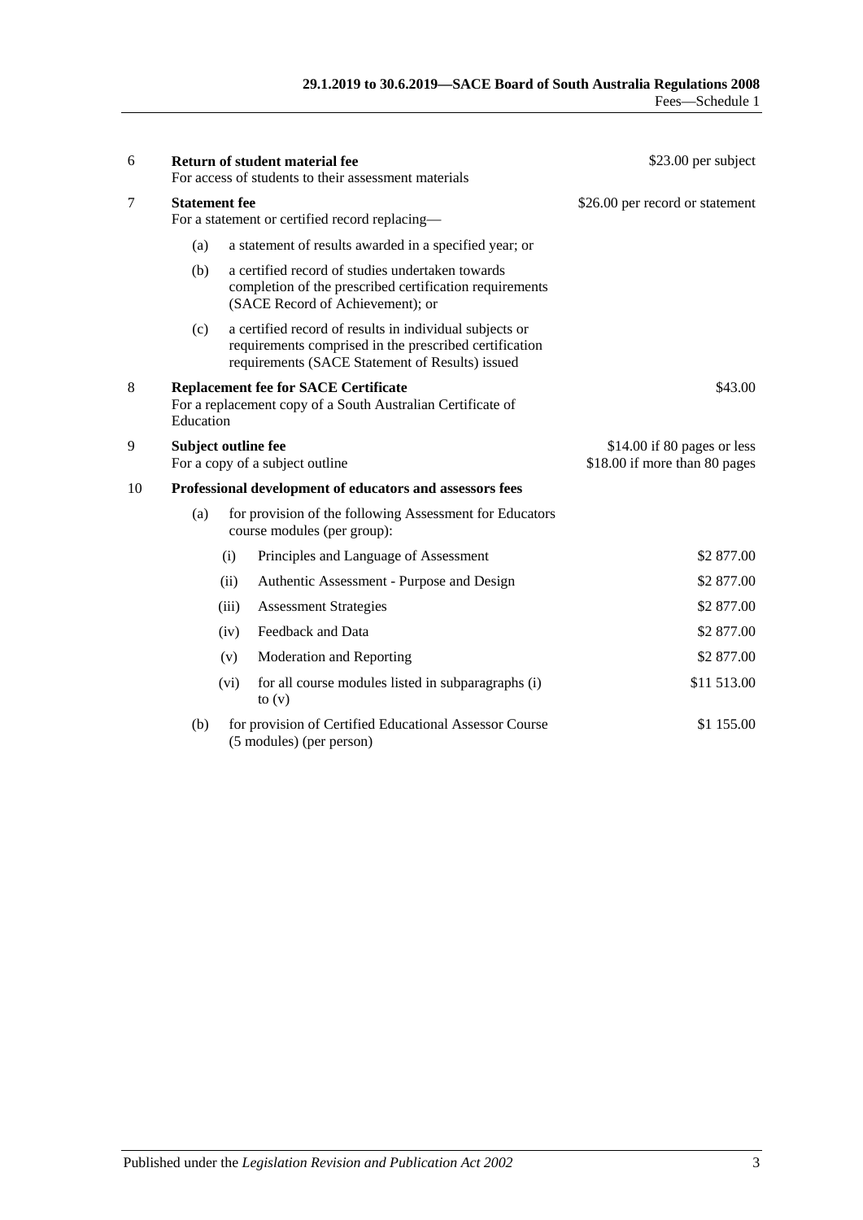| | | | | |
|---|---|---|---|---|
| 6 | **Return of student material fee** For access of students to their assessment materials | | | $23.00 per subject |
| 7 | **Statement fee** For a statement or certified record replacing— | | | $26.00 per record or statement |
| | (a) | a statement of results awarded in a specified year; or | | |
| | (b) | a certified record of studies undertaken towards completion of the prescribed certification requirements (SACE Record of Achievement); or | | |
| | (c) | a certified record of results in individual subjects or requirements comprised in the prescribed certification requirements (SACE Statement of Results) issued | | |
| 8 | **Replacement fee for SACE Certificate** For a replacement copy of a South Australian Certificate of Education | | | $43.00 |
| 9 | **Subject outline fee** For a copy of a subject outline | | | $14.00 if 80 pages or less<br>$18.00 if more than 80 pages |
| 10 | **Professional development of educators and assessors fees** | | | |
| | (a) | for provision of the following Assessment for Educators course modules (per group): | | |
| | | (i) | Principles and Language of Assessment | $2 877.00 |
| | | (ii) | Authentic Assessment - Purpose and Design | $2 877.00 |
| | | (iii) | Assessment Strategies | $2 877.00 |
| | | (iv) | Feedback and Data | $2 877.00 |
| | | (v) | Moderation and Reporting | $2 877.00 |
| | | (vi) | for all course modules listed in subparagraphs (i) to (v) | $11 513.00 |
| | (b) | for provision of Certified Educational Assessor Course (5 modules) (per person) | | $1 155.00 |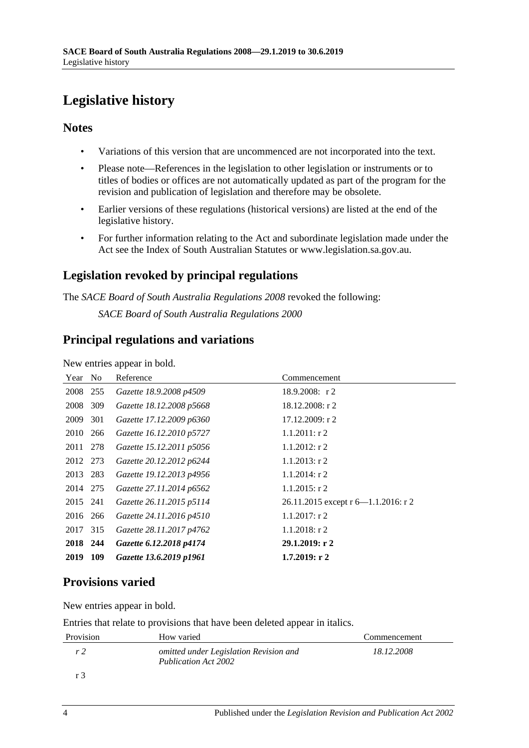# Legislative history

## Notes

- Variations of this version that are uncommenced are not incorporated into the text.
- Please note—References in the legislation to other legislation or instruments or to titles of bodies or offices are not automatically updated as part of the program for the revision and publication of legislation and therefore may be obsolete.
- Earlier versions of these regulations (historical versions) are listed at the end of the legislative history.
- For further information relating to the Act and subordinate legislation made under the Act see the Index of South Australian Statutes or www.legislation.sa.gov.au.

## Legislation revoked by principal regulations

The *SACE Board of South Australia Regulations 2008* revoked the following:

*SACE Board of South Australia Regulations 2000*

## Principal regulations and variations

New entries appear in bold.

| Year | No | Reference | Commencement |
|---|---|---|---|
| 2008 | 255 | *Gazette 18.9.2008 p4509* | 18.9.2008: r 2 |
| 2008 | 309 | *Gazette 18.12.2008 p5668* | 18.12.2008: r 2 |
| 2009 | 301 | *Gazette 17.12.2009 p6360* | 17.12.2009: r 2 |
| 2010 | 266 | *Gazette 16.12.2010 p5727* | 1.1.2011: r 2 |
| 2011 | 278 | *Gazette 15.12.2011 p5056* | 1.1.2012: r 2 |
| 2012 | 273 | *Gazette 20.12.2012 p6244* | 1.1.2013: r 2 |
| 2013 | 283 | *Gazette 19.12.2013 p4956* | 1.1.2014: r 2 |
| 2014 | 275 | *Gazette 27.11.2014 p6562* | 1.1.2015: r 2 |
| 2015 | 241 | *Gazette 26.11.2015 p5114* | 26.11.2015 except r 6—1.1.2016: r 2 |
| 2016 | 266 | *Gazette 24.11.2016 p4510* | 1.1.2017: r 2 |
| 2017 | 315 | *Gazette 28.11.2017 p4762* | 1.1.2018: r 2 |
| **2018** | **244** | ***Gazette 6.12.2018 p4174*** | **29.1.2019: r 2** |
| **2019** | **109** | ***Gazette 13.6.2019 p1961*** | **1.7.2019: r 2** |

## Provisions varied

New entries appear in bold.

Entries that relate to provisions that have been deleted appear in italics.

| Provision | How varied | Commencement |
|---|---|---|
| *r 2* | *omitted under Legislation Revision and Publication Act 2002* | *18.12.2008* |
| r 3 | | |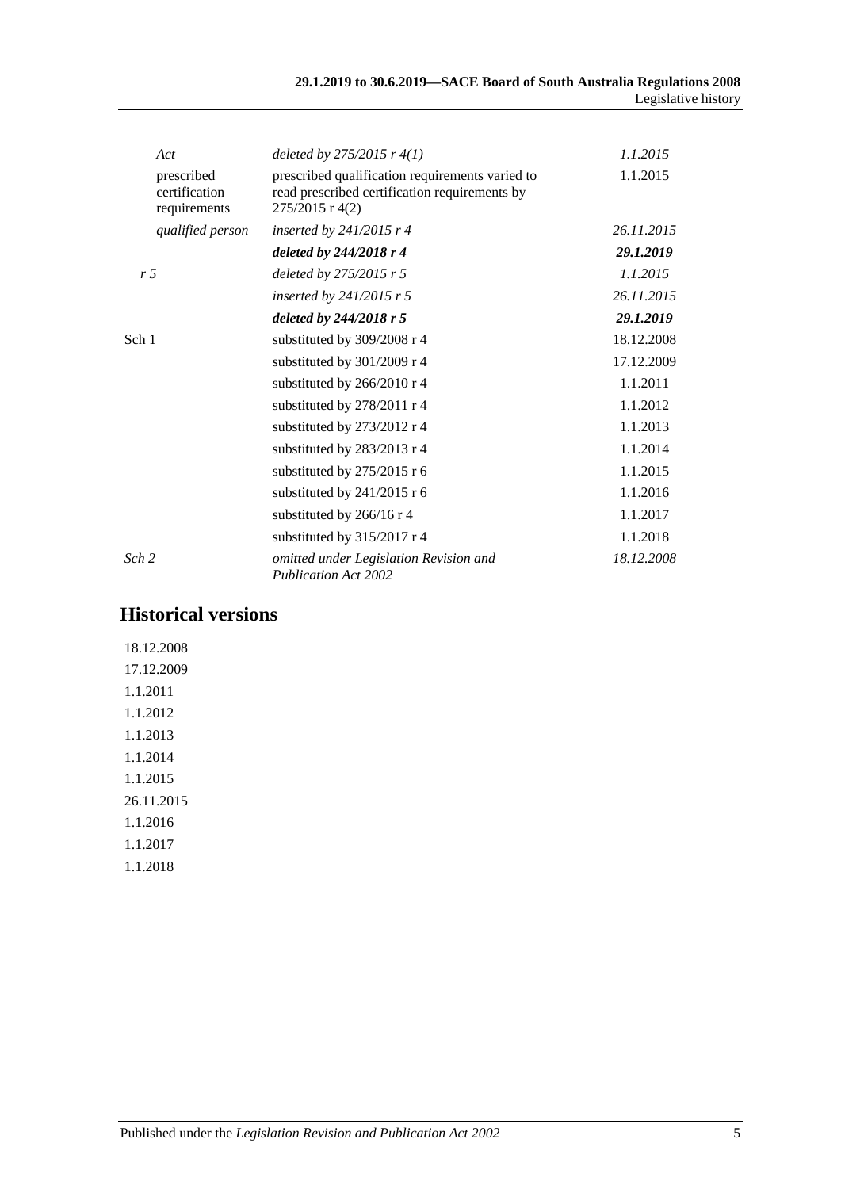| | | |
|---|---|---|
| *Act* | *deleted by 275/2015 r 4(1)* | *1.1.2015* |
| prescribed certification requirements | prescribed qualification requirements varied to read prescribed certification requirements by 275/2015 r 4(2) | 1.1.2015 |
| *qualified person* | *inserted by 241/2015 r 4* | *26.11.2015* |
| | ***deleted by 244/2018 r 4*** | ***29.1.2019*** |
| *r 5* | *deleted by 275/2015 r 5* | *1.1.2015* |
| | *inserted by 241/2015 r 5* | *26.11.2015* |
| | ***deleted by 244/2018 r 5*** | ***29.1.2019*** |
| Sch 1 | substituted by 309/2008 r 4 | 18.12.2008 |
| | substituted by 301/2009 r 4 | 17.12.2009 |
| | substituted by 266/2010 r 4 | 1.1.2011 |
| | substituted by 278/2011 r 4 | 1.1.2012 |
| | substituted by 273/2012 r 4 | 1.1.2013 |
| | substituted by 283/2013 r 4 | 1.1.2014 |
| | substituted by 275/2015 r 6 | 1.1.2015 |
| | substituted by 241/2015 r 6 | 1.1.2016 |
| | substituted by 266/16 r 4 | 1.1.2017 |
| | substituted by 315/2017 r 4 | 1.1.2018 |
| *Sch 2* | *omitted under Legislation Revision and Publication Act 2002* | *18.12.2008* |

## Historical versions

18.12.2008

17.12.2009

1.1.2011

1.1.2012

1.1.2013

1.1.2014

1.1.2015

26.11.2015

1.1.2016

1.1.2017

1.1.2018